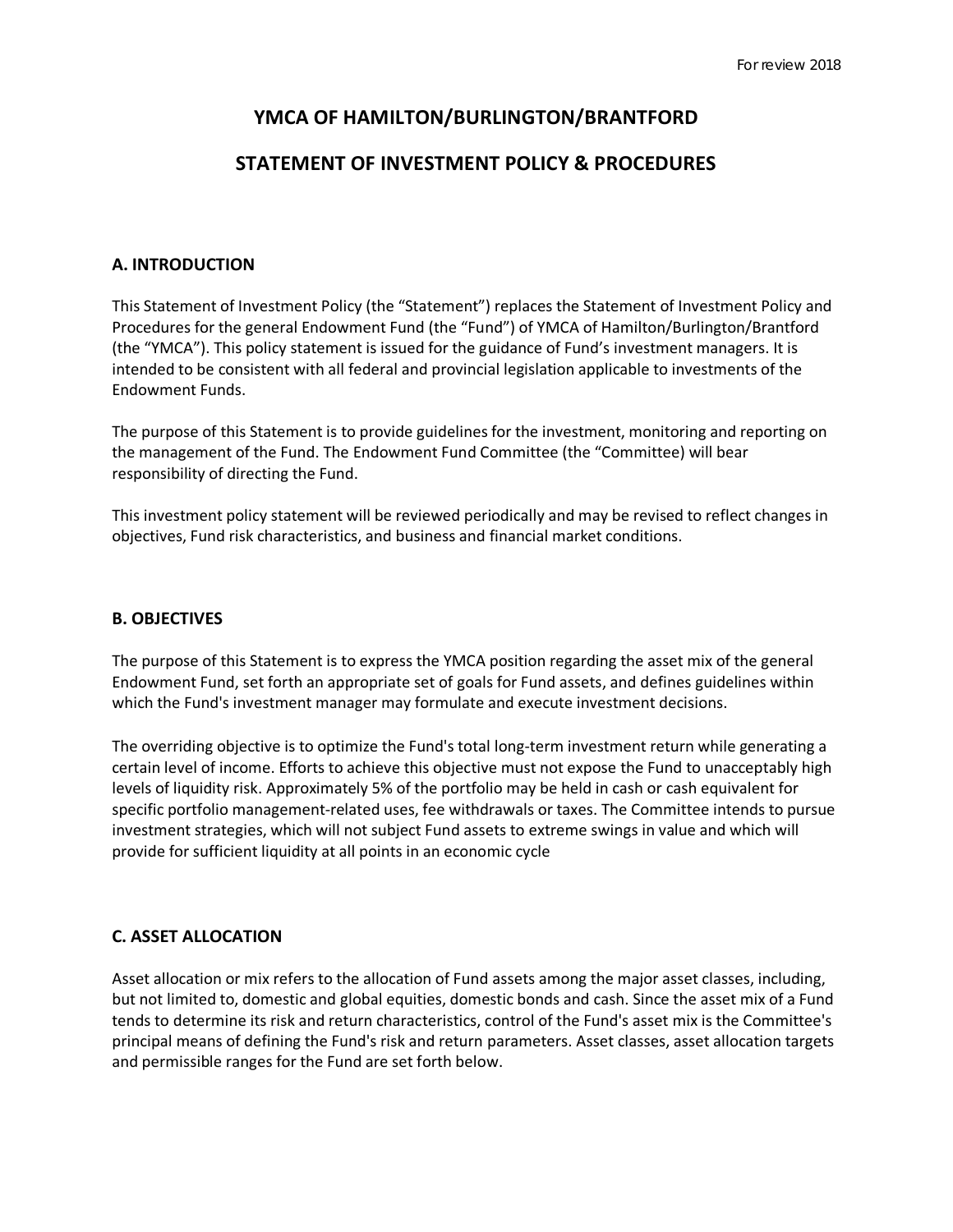For review 2018

# YMCA OF HAMILTON/BURLINGTON/BRANTFORD

# STATEMENT OF INVESTMENT POLICY & PROCEDURES

## A. INTRODUCTION

This Statement of Investment Policy (the "Statement") replaces the Statement of Investment Policy and Procedures for the general Endowment Fund (the "Fund") of YMCA of Hamilton/Burlington/Brantford (the "YMCA"). This policy statement is issued for the guidance of Fund's investment managers. It is intended to be consistent with all federal and provincial legislation applicable to investments of the Endowment Funds.

The purpose of this Statement is to provide guidelines for the investment, monitoring and reporting on the management of the Fund. The Endowment Fund Committee (the "Committee) will bear responsibility of directing the Fund.

This investment policy statement will be reviewed periodically and may be revised to reflect changes in objectives, Fund risk characteristics, and business and financial market conditions.

## B. OBJECTIVES

The purpose of this Statement is to express the YMCA position regarding the asset mix of the general Endowment Fund, set forth an appropriate set of goals for Fund assets, and defines guidelines within which the Fund's investment manager may formulate and execute investment decisions.

The overriding objective is to optimize the Fund's total long-term investment return while generating a certain level of income. Efforts to achieve this objective must not expose the Fund to unacceptably high levels of liquidity risk. Approximately 5% of the portfolio may be held in cash or cash equivalent for specific portfolio management-related uses, fee withdrawals or taxes. The Committee intends to pursue investment strategies, which will not subject Fund assets to extreme swings in value and which will provide for sufficient liquidity at all points in an economic cycle

## C. ASSET ALLOCATION

Asset allocation or mix refers to the allocation of Fund assets among the major asset classes, including, but not limited to, domestic and global equities, domestic bonds and cash. Since the asset mix of a Fund tends to determine its risk and return characteristics, control of the Fund's asset mix is the Committee's principal means of defining the Fund's risk and return parameters. Asset classes, asset allocation targets and permissible ranges for the Fund are set forth below.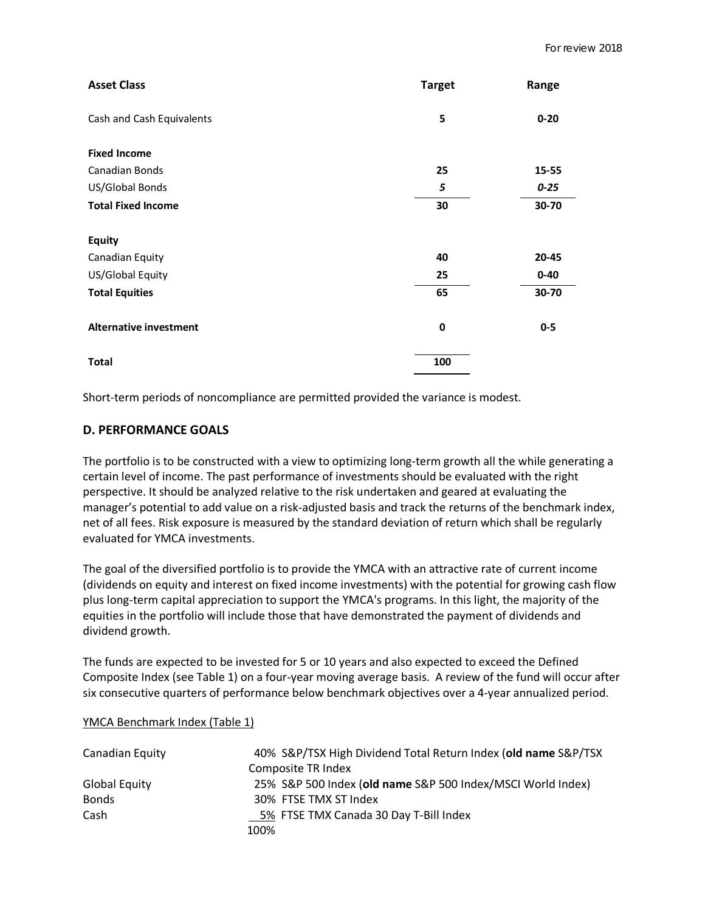| Asset Class | Target | Range |
|---|---|---|
| Cash and Cash Equivalents | **5** | **0-20** |
| **Fixed Income** | | |
| Canadian Bonds | **25** | **15-55** |
| US/Global Bonds | ***5*** | ***0-25*** |
| **Total Fixed Income** | **30** | **30-70** |
| **Equity** | | |
| Canadian Equity | **40** | **20-45** |
| US/Global Equity | **25** | **0-40** |
| **Total Equities** | **65** | **30-70** |
| **Alternative investment** | **0** | **0-5** |
| **Total** | **100** | |

Short-term periods of noncompliance are permitted provided the variance is modest.

## D. PERFORMANCE GOALS

The portfolio is to be constructed with a view to optimizing long-term growth all the while generating a certain level of income. The past performance of investments should be evaluated with the right perspective. It should be analyzed relative to the risk undertaken and geared at evaluating the manager's potential to add value on a risk-adjusted basis and track the returns of the benchmark index, net of all fees. Risk exposure is measured by the standard deviation of return which shall be regularly evaluated for YMCA investments.

The goal of the diversified portfolio is to provide the YMCA with an attractive rate of current income (dividends on equity and interest on fixed income investments) with the potential for growing cash flow plus long-term capital appreciation to support the YMCA's programs. In this light, the majority of the equities in the portfolio will include those that have demonstrated the payment of dividends and dividend growth.

The funds are expected to be invested for 5 or 10 years and also expected to exceed the Defined Composite Index (see Table 1) on a four-year moving average basis. A review of the fund will occur after six consecutive quarters of performance below benchmark objectives over a 4-year annualized period.

YMCA Benchmark Index (Table 1)

| | | |
|---|---|---|
| Canadian Equity | 40% | S&P/TSX High Dividend Total Return Index (**old name** S&P/TSX Composite TR Index |
| Global Equity | 25% | S&P 500 Index (**old name** S&P 500 Index/MSCI World Index) |
| Bonds | 30% | FTSE TMX ST Index |
| Cash | 5% | FTSE TMX Canada 30 Day T-Bill Index |
| | 100% | |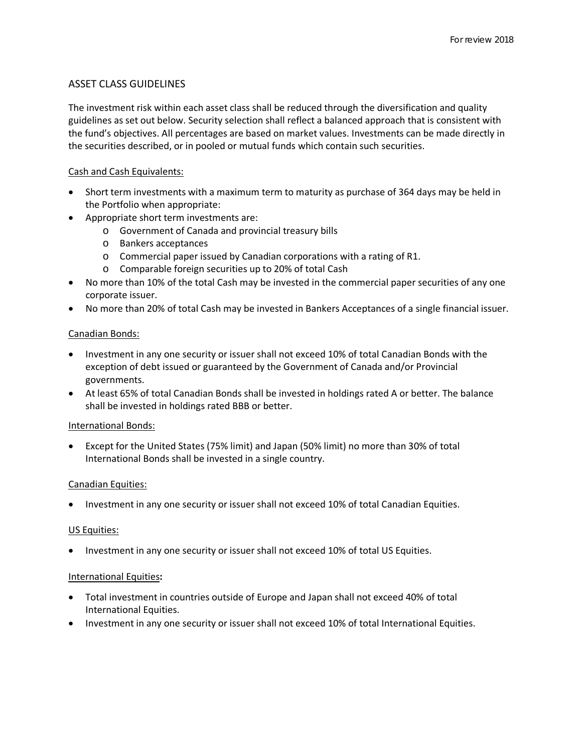## ASSET CLASS GUIDELINES

The investment risk within each asset class shall be reduced through the diversification and quality guidelines as set out below. Security selection shall reflect a balanced approach that is consistent with the fund's objectives. All percentages are based on market values. Investments can be made directly in the securities described, or in pooled or mutual funds which contain such securities.

### Cash and Cash Equivalents:

- Short term investments with a maximum term to maturity as purchase of 364 days may be held in the Portfolio when appropriate:
- Appropriate short term investments are:
  - Government of Canada and provincial treasury bills
  - Bankers acceptances
  - Commercial paper issued by Canadian corporations with a rating of R1.
  - Comparable foreign securities up to 20% of total Cash
- No more than 10% of the total Cash may be invested in the commercial paper securities of any one corporate issuer.
- No more than 20% of total Cash may be invested in Bankers Acceptances of a single financial issuer.

### Canadian Bonds:

- Investment in any one security or issuer shall not exceed 10% of total Canadian Bonds with the exception of debt issued or guaranteed by the Government of Canada and/or Provincial governments.
- At least 65% of total Canadian Bonds shall be invested in holdings rated A or better. The balance shall be invested in holdings rated BBB or better.

### International Bonds:

- Except for the United States (75% limit) and Japan (50% limit) no more than 30% of total International Bonds shall be invested in a single country.

### Canadian Equities:

- Investment in any one security or issuer shall not exceed 10% of total Canadian Equities.

### US Equities:

- Investment in any one security or issuer shall not exceed 10% of total US Equities.

### International Equities:

- Total investment in countries outside of Europe and Japan shall not exceed 40% of total International Equities.
- Investment in any one security or issuer shall not exceed 10% of total International Equities.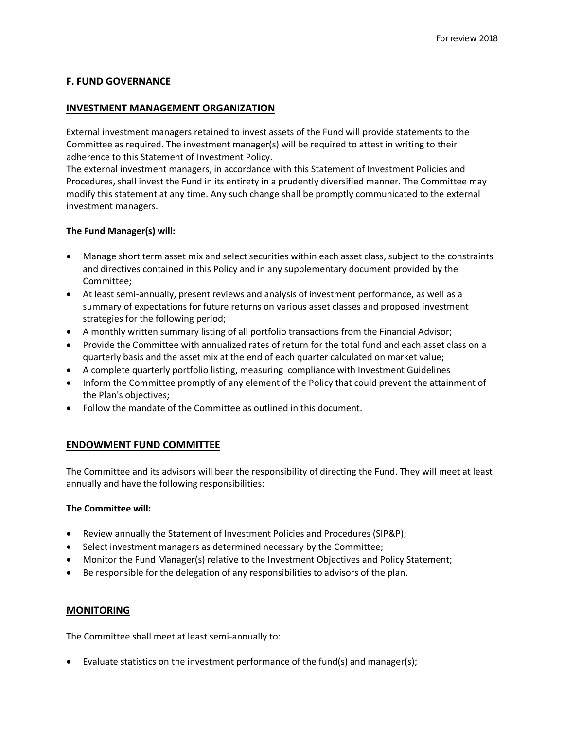## F. FUND GOVERNANCE

### INVESTMENT MANAGEMENT ORGANIZATION

External investment managers retained to invest assets of the Fund will provide statements to the Committee as required. The investment manager(s) will be required to attest in writing to their adherence to this Statement of Investment Policy.

The external investment managers, in accordance with this Statement of Investment Policies and Procedures, shall invest the Fund in its entirety in a prudently diversified manner. The Committee may modify this statement at any time. Any such change shall be promptly communicated to the external investment managers.

**The Fund Manager(s) will:**

- Manage short term asset mix and select securities within each asset class, subject to the constraints and directives contained in this Policy and in any supplementary document provided by the Committee;
- At least semi-annually, present reviews and analysis of investment performance, as well as a summary of expectations for future returns on various asset classes and proposed investment strategies for the following period;
- A monthly written summary listing of all portfolio transactions from the Financial Advisor;
- Provide the Committee with annualized rates of return for the total fund and each asset class on a quarterly basis and the asset mix at the end of each quarter calculated on market value;
- A complete quarterly portfolio listing, measuring compliance with Investment Guidelines
- Inform the Committee promptly of any element of the Policy that could prevent the attainment of the Plan's objectives;
- Follow the mandate of the Committee as outlined in this document.

### ENDOWMENT FUND COMMITTEE

The Committee and its advisors will bear the responsibility of directing the Fund. They will meet at least annually and have the following responsibilities:

**The Committee will:**

- Review annually the Statement of Investment Policies and Procedures (SIP&P);
- Select investment managers as determined necessary by the Committee;
- Monitor the Fund Manager(s) relative to the Investment Objectives and Policy Statement;
- Be responsible for the delegation of any responsibilities to advisors of the plan.

### MONITORING

The Committee shall meet at least semi-annually to:

- Evaluate statistics on the investment performance of the fund(s) and manager(s);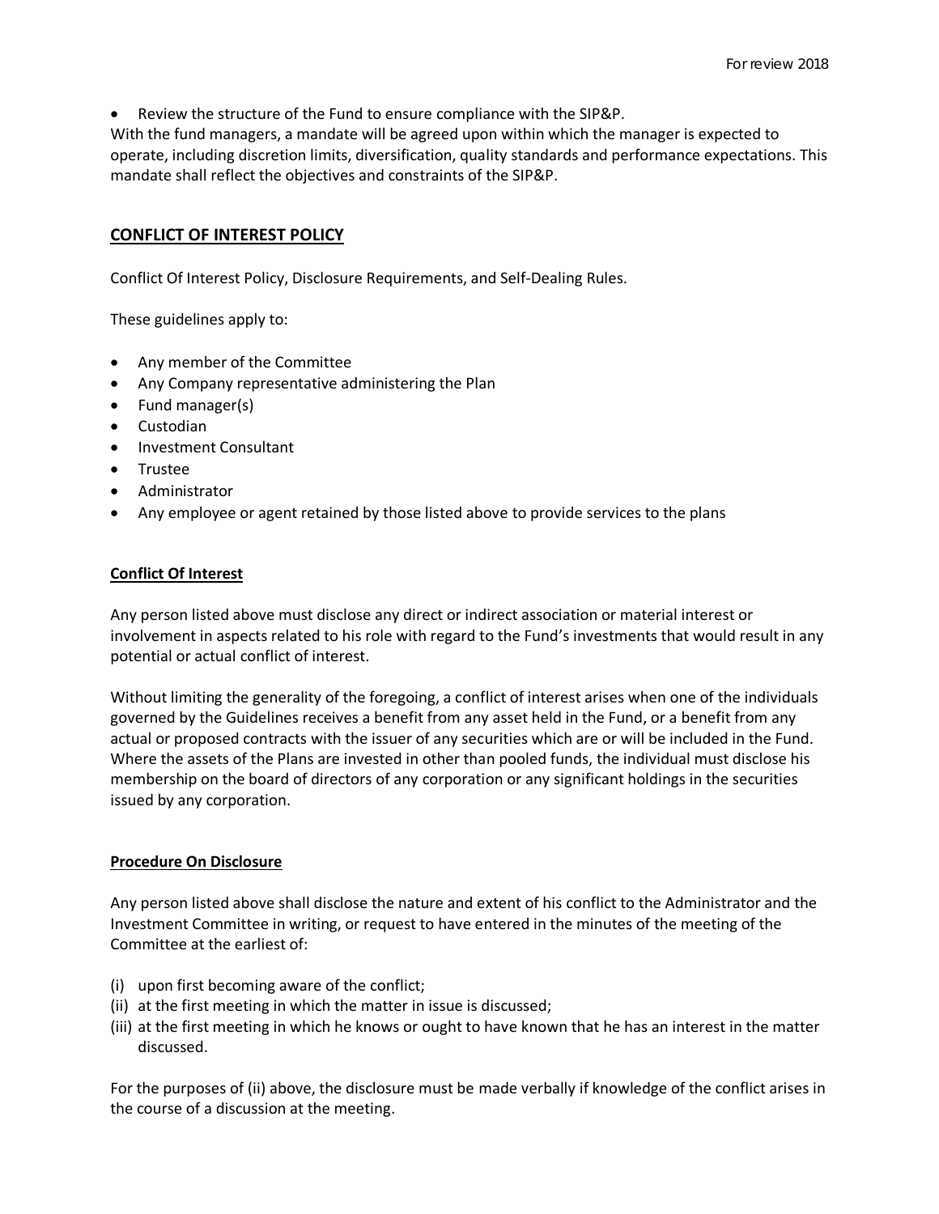- Review the structure of the Fund to ensure compliance with the SIP&P.

With the fund managers, a mandate will be agreed upon within which the manager is expected to operate, including discretion limits, diversification, quality standards and performance expectations. This mandate shall reflect the objectives and constraints of the SIP&P.

## CONFLICT OF INTEREST POLICY

Conflict Of Interest Policy, Disclosure Requirements, and Self-Dealing Rules.

These guidelines apply to:

- Any member of the Committee
- Any Company representative administering the Plan
- Fund manager(s)
- Custodian
- Investment Consultant
- Trustee
- Administrator
- Any employee or agent retained by those listed above to provide services to the plans

### Conflict Of Interest

Any person listed above must disclose any direct or indirect association or material interest or involvement in aspects related to his role with regard to the Fund's investments that would result in any potential or actual conflict of interest.

Without limiting the generality of the foregoing, a conflict of interest arises when one of the individuals governed by the Guidelines receives a benefit from any asset held in the Fund, or a benefit from any actual or proposed contracts with the issuer of any securities which are or will be included in the Fund. Where the assets of the Plans are invested in other than pooled funds, the individual must disclose his membership on the board of directors of any corporation or any significant holdings in the securities issued by any corporation.

### Procedure On Disclosure

Any person listed above shall disclose the nature and extent of his conflict to the Administrator and the Investment Committee in writing, or request to have entered in the minutes of the meeting of the Committee at the earliest of:

(i) upon first becoming aware of the conflict;
(ii) at the first meeting in which the matter in issue is discussed;
(iii) at the first meeting in which he knows or ought to have known that he has an interest in the matter discussed.

For the purposes of (ii) above, the disclosure must be made verbally if knowledge of the conflict arises in the course of a discussion at the meeting.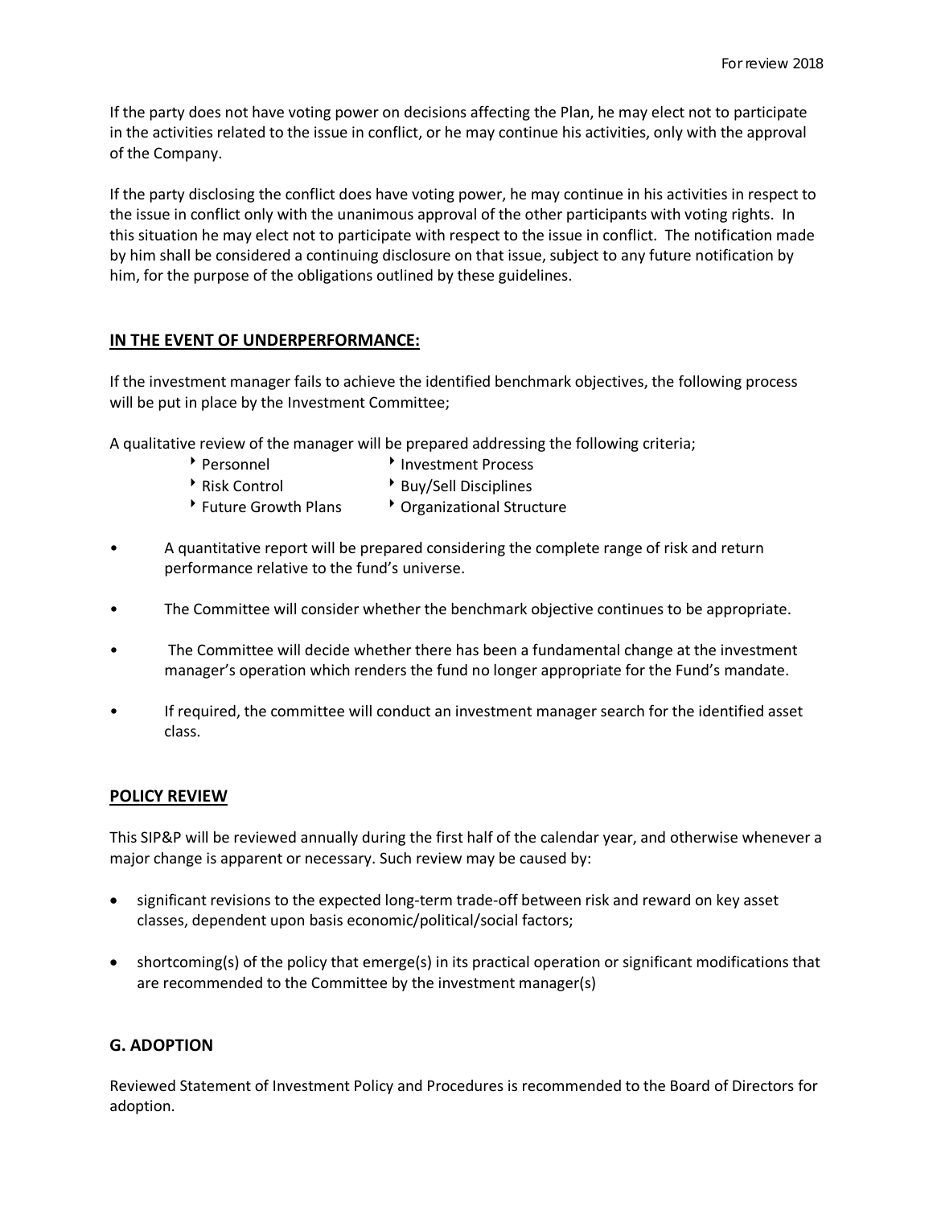If the party does not have voting power on decisions affecting the Plan, he may elect not to participate in the activities related to the issue in conflict, or he may continue his activities, only with the approval of the Company.

If the party disclosing the conflict does have voting power, he may continue in his activities in respect to the issue in conflict only with the unanimous approval of the other participants with voting rights. In this situation he may elect not to participate with respect to the issue in conflict. The notification made by him shall be considered a continuing disclosure on that issue, subject to any future notification by him, for the purpose of the obligations outlined by these guidelines.

**IN THE EVENT OF UNDERPERFORMANCE:**

If the investment manager fails to achieve the identified benchmark objectives, the following process will be put in place by the Investment Committee;

A qualitative review of the manager will be prepared addressing the following criteria;

- Personnel
- Investment Process
- Risk Control
- Buy/Sell Disciplines
- Future Growth Plans
- Organizational Structure

- A quantitative report will be prepared considering the complete range of risk and return performance relative to the fund's universe.
- The Committee will consider whether the benchmark objective continues to be appropriate.
- The Committee will decide whether there has been a fundamental change at the investment manager's operation which renders the fund no longer appropriate for the Fund's mandate.
- If required, the committee will conduct an investment manager search for the identified asset class.

**POLICY REVIEW**

This SIP&P will be reviewed annually during the first half of the calendar year, and otherwise whenever a major change is apparent or necessary. Such review may be caused by:

- significant revisions to the expected long-term trade-off between risk and reward on key asset classes, dependent upon basis economic/political/social factors;
- shortcoming(s) of the policy that emerge(s) in its practical operation or significant modifications that are recommended to the Committee by the investment manager(s)

## G. ADOPTION

Reviewed Statement of Investment Policy and Procedures is recommended to the Board of Directors for adoption.